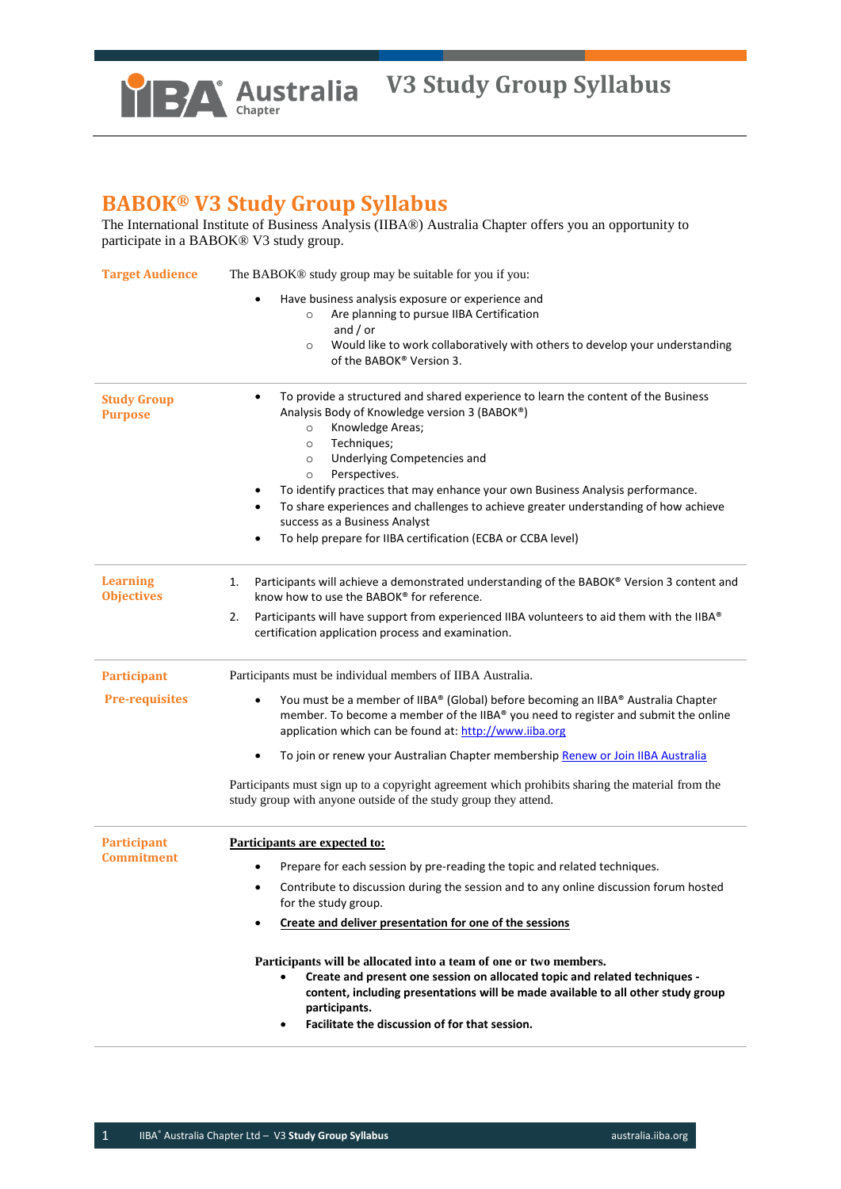# BABOK® V3 Study Group Syllabus

The International Institute of Business Analysis (IIBA®) Australia Chapter offers you an opportunity to participate in a BABOK® V3 study group.

## Target Audience

The BABOK® study group may be suitable for you if you:

- Have business analysis exposure or experience and
  - Are planning to pursue IIBA Certification
    and / or
  - Would like to work collaboratively with others to develop your understanding of the BABOK® Version 3.

## Study Group Purpose

- To provide a structured and shared experience to learn the content of the Business Analysis Body of Knowledge version 3 (BABOK®)
  - Knowledge Areas;
  - Techniques;
  - Underlying Competencies and
  - Perspectives.
- To identify practices that may enhance your own Business Analysis performance.
- To share experiences and challenges to achieve greater understanding of how achieve success as a Business Analyst
- To help prepare for IIBA certification (ECBA or CCBA level)

## Learning Objectives

1. Participants will achieve a demonstrated understanding of the BABOK® Version 3 content and know how to use the BABOK® for reference.
2. Participants will have support from experienced IIBA volunteers to aid them with the IIBA® certification application process and examination.

## Participant Pre-requisites

Participants must be individual members of IIBA Australia.

- You must be a member of IIBA® (Global) before becoming an IIBA® Australia Chapter member. To become a member of the IIBA® you need to register and submit the online application which can be found at: [http://www.iiba.org](http://www.iiba.org)
- To join or renew your Australian Chapter membership [Renew or Join IIBA Australia]

Participants must sign up to a copyright agreement which prohibits sharing the material from the study group with anyone outside of the study group they attend.

## Participant Commitment

**Participants are expected to:**

- Prepare for each session by pre-reading the topic and related techniques.
- Contribute to discussion during the session and to any online discussion forum hosted for the study group.
- **Create and deliver presentation for one of the sessions**

**Participants will be allocated into a team of one or two members.**

- **Create and present one session on allocated topic and related techniques - content, including presentations will be made available to all other study group participants.**
- **Facilitate the discussion of for that session.**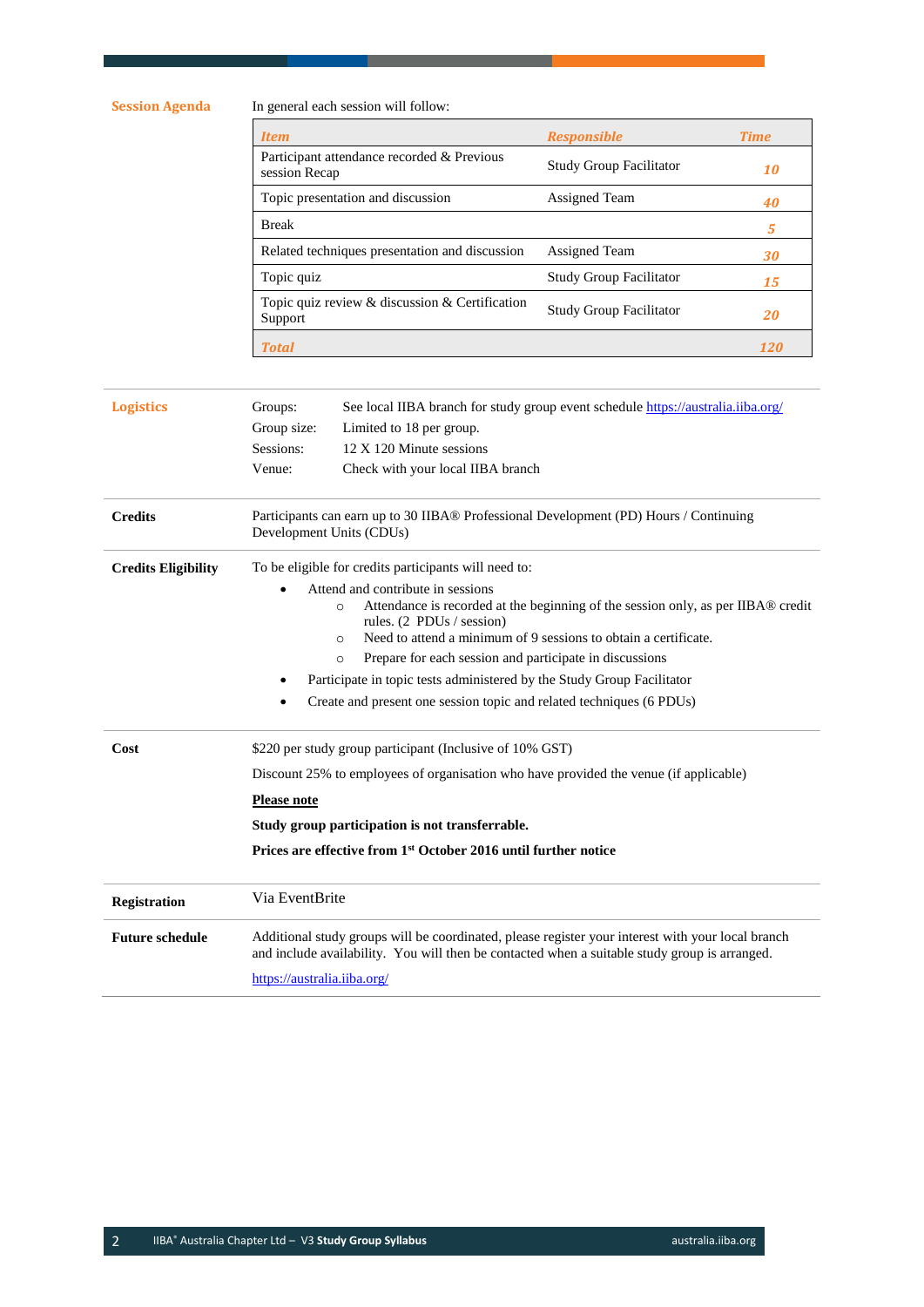## Session Agenda

In general each session will follow:

| *Item* | *Responsible* | *Time* |
|---|---|---|
| Participant attendance recorded & Previous session Recap | Study Group Facilitator | *10* |
| Topic presentation and discussion | Assigned Team | *40* |
| Break | | *5* |
| Related techniques presentation and discussion | Assigned Team | *30* |
| Topic quiz | Study Group Facilitator | *15* |
| Topic quiz review & discussion & Certification Support | Study Group Facilitator | *20* |
| ***Total*** | | ***120*** |

## Logistics

Groups: See local IIBA branch for study group event schedule https://australia.iiba.org/

Group size: Limited to 18 per group.

Sessions: 12 X 120 Minute sessions

Venue: Check with your local IIBA branch

**Credits**

Participants can earn up to 30 IIBA® Professional Development (PD) Hours / Continuing Development Units (CDUs)

**Credits Eligibility**

To be eligible for credits participants will need to:

- Attend and contribute in sessions
  - Attendance is recorded at the beginning of the session only, as per IIBA® credit rules. (2 PDUs / session)
  - Need to attend a minimum of 9 sessions to obtain a certificate.
  - Prepare for each session and participate in discussions
- Participate in topic tests administered by the Study Group Facilitator
- Create and present one session topic and related techniques (6 PDUs)

**Cost**

$220 per study group participant (Inclusive of 10% GST)

Discount 25% to employees of organisation who have provided the venue (if applicable)

**Please note**

**Study group participation is not transferrable.**

**Prices are effective from 1st October 2016 until further notice**

**Registration**

Via EventBrite

**Future schedule**

Additional study groups will be coordinated, please register your interest with your local branch and include availability. You will then be contacted when a suitable study group is arranged.

https://australia.iiba.org/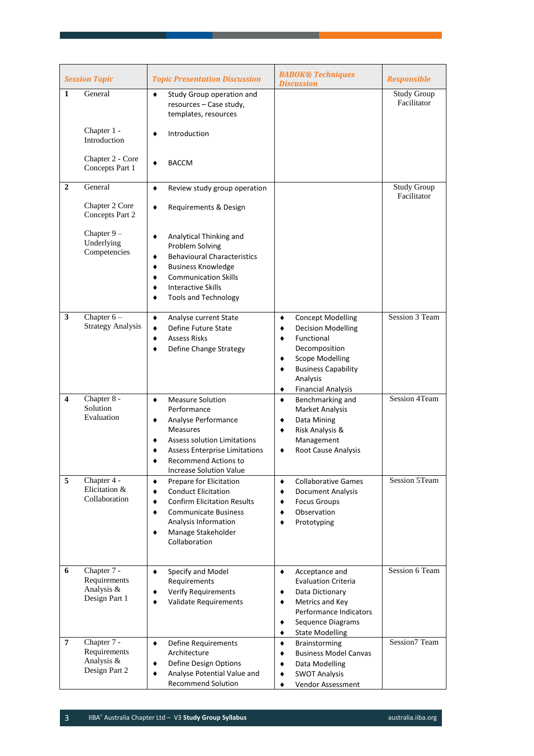| Session Topic | Topic Presentation Discussion | BABOK® Techniques Discussion | Responsible |
|---|---|---|---|
| **1** General<br><br>Chapter 1 - Introduction<br><br>Chapter 2 - Core Concepts Part 1 | ♦ Study Group operation and resources – Case study, templates, resources<br><br>♦ Introduction<br><br>♦ BACCM | | Study Group Facilitator |
| **2** General<br><br>Chapter 2 Core Concepts Part 2<br><br>Chapter 9 – Underlying Competencies | ♦ Review study group operation<br><br>♦ Requirements & Design<br><br>♦ Analytical Thinking and Problem Solving<br>♦ Behavioural Characteristics<br>♦ Business Knowledge<br>♦ Communication Skills<br>♦ Interactive Skills<br>♦ Tools and Technology | | Study Group Facilitator |
| **3** Chapter 6 – Strategy Analysis | ♦ Analyse current State<br>♦ Define Future State<br>♦ Assess Risks<br>♦ Define Change Strategy | ♦ Concept Modelling<br>♦ Decision Modelling<br>♦ Functional Decomposition<br>♦ Scope Modelling<br>♦ Business Capability Analysis<br>♦ Financial Analysis | Session 3 Team |
| **4** Chapter 8 - Solution Evaluation | ♦ Measure Solution Performance<br>♦ Analyse Performance Measures<br>♦ Assess solution Limitations<br>♦ Assess Enterprise Limitations<br>♦ Recommend Actions to Increase Solution Value | ♦ Benchmarking and Market Analysis<br>♦ Data Mining<br>♦ Risk Analysis & Management<br>♦ Root Cause Analysis | Session 4Team |
| **5** Chapter 4 - Elicitation & Collaboration | ♦ Prepare for Elicitation<br>♦ Conduct Elicitation<br>♦ Confirm Elicitation Results<br>♦ Communicate Business Analysis Information<br>♦ Manage Stakeholder Collaboration | ♦ Collaborative Games<br>♦ Document Analysis<br>♦ Focus Groups<br>♦ Observation<br>♦ Prototyping | Session 5Team |
| **6** Chapter 7 - Requirements Analysis & Design Part 1 | ♦ Specify and Model Requirements<br>♦ Verify Requirements<br>♦ Validate Requirements | ♦ Acceptance and Evaluation Criteria<br>♦ Data Dictionary<br>♦ Metrics and Key Performance Indicators<br>♦ Sequence Diagrams<br>♦ State Modelling | Session 6 Team |
| **7** Chapter 7 - Requirements Analysis & Design Part 2 | ♦ Define Requirements Architecture<br>♦ Define Design Options<br>♦ Analyse Potential Value and Recommend Solution | ♦ Brainstorming<br>♦ Business Model Canvas<br>♦ Data Modelling<br>♦ SWOT Analysis<br>♦ Vendor Assessment | Session7 Team |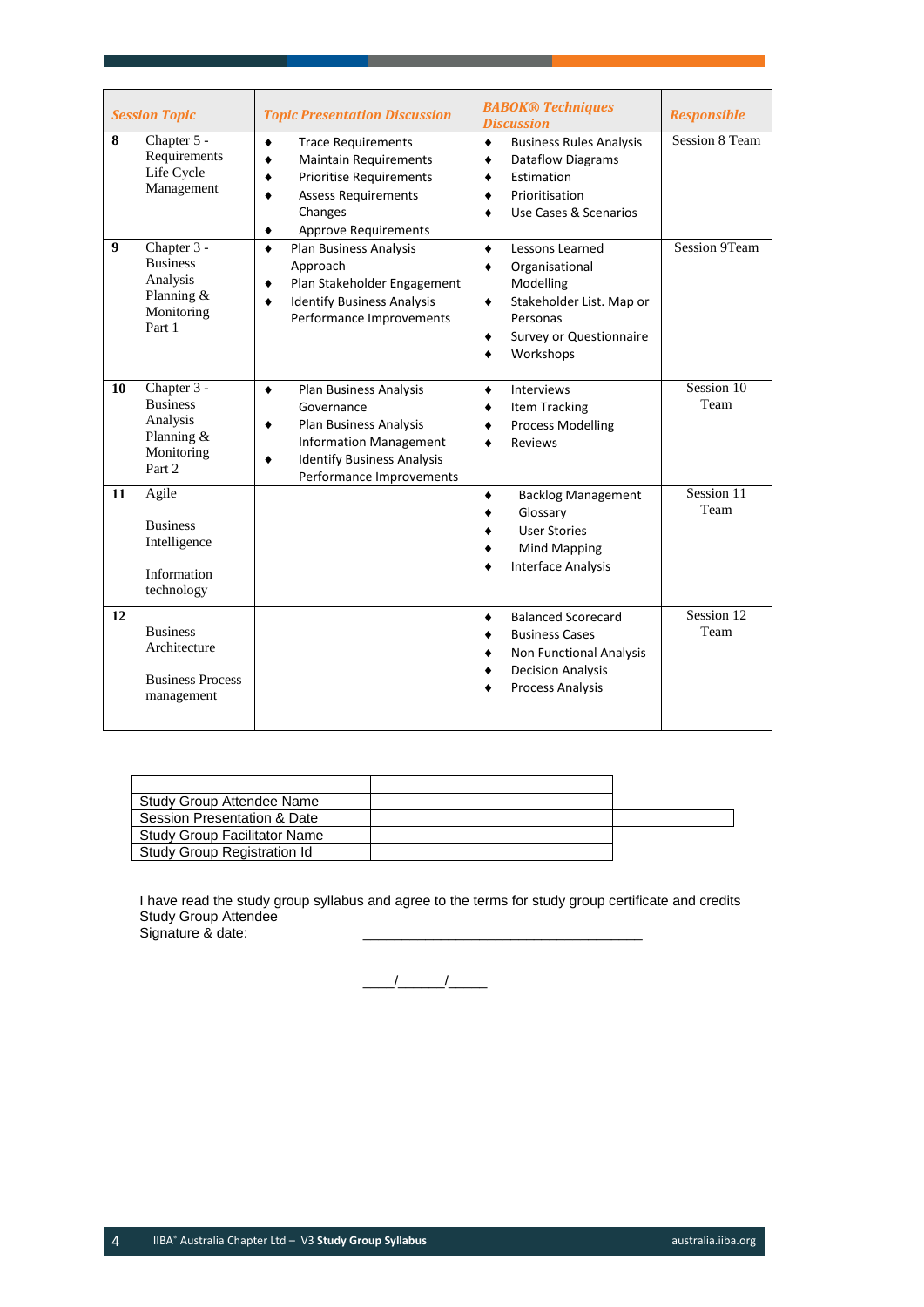| Session Topic | | Topic Presentation Discussion | BABOK® Techniques Discussion | Responsible |
|---|---|---|---|---|
| 8 | Chapter 5 - Requirements Life Cycle Management | ♦ Trace Requirements<br>♦ Maintain Requirements<br>♦ Prioritise Requirements<br>♦ Assess Requirements Changes<br>♦ Approve Requirements | ♦ Business Rules Analysis<br>♦ Dataflow Diagrams<br>♦ Estimation<br>♦ Prioritisation<br>♦ Use Cases & Scenarios | Session 8 Team |
| 9 | Chapter 3 - Business Analysis Planning & Monitoring Part 1 | ♦ Plan Business Analysis Approach<br>♦ Plan Stakeholder Engagement<br>♦ Identify Business Analysis Performance Improvements | ♦ Lessons Learned<br>♦ Organisational Modelling<br>♦ Stakeholder List. Map or Personas<br>♦ Survey or Questionnaire<br>♦ Workshops | Session 9Team |
| 10 | Chapter 3 - Business Analysis Planning & Monitoring Part 2 | ♦ Plan Business Analysis Governance<br>♦ Plan Business Analysis Information Management<br>♦ Identify Business Analysis Performance Improvements | ♦ Interviews<br>♦ Item Tracking<br>♦ Process Modelling<br>♦ Reviews | Session 10 Team |
| 11 | Agile<br><br>Business Intelligence<br><br>Information technology | | ♦ Backlog Management<br>♦ Glossary<br>♦ User Stories<br>♦ Mind Mapping<br>♦ Interface Analysis | Session 11 Team |
| 12 | Business Architecture<br><br>Business Process management | | ♦ Balanced Scorecard<br>♦ Business Cases<br>♦ Non Functional Analysis<br>♦ Decision Analysis<br>♦ Process Analysis | Session 12 Team |

| | |
|---|---|
| Study Group Attendee Name | |
| Session Presentation & Date | |
| Study Group Facilitator Name | |
| Study Group Registration Id | |

I have read the study group syllabus and agree to the terms for study group certificate and credits

Study Group Attendee
Signature & date: ___________________________________

____/______/_____